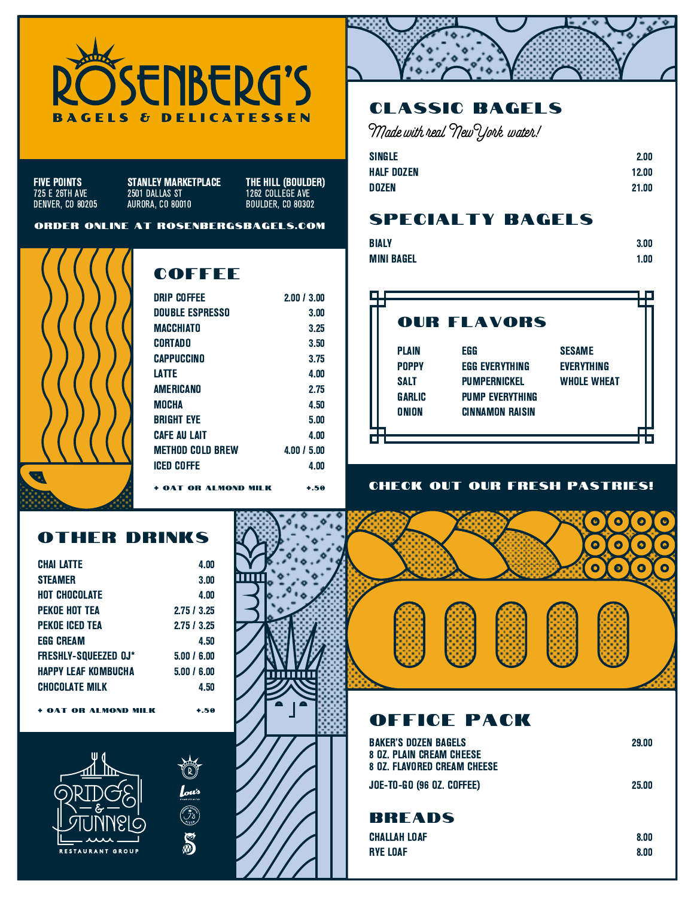# ROSENBERG'S

BAGELS & DELICATESSEN

**FIVE POINTS**
725 E 26TH AVE
DENVER, CO 80205

**STANLEY MARKETPLACE**
2501 DALLAS ST
AURORA, CO 80010

**THE HILL (BOULDER)**
1262 COLLEGE AVE
BOULDER, CO 80302

ORDER ONLINE AT ROSENBERGSBAGELS.COM

## COFFEE

| | |
|---|---|
| DRIP COFFEE | 2.00 / 3.00 |
| DOUBLE ESPRESSO | 3.00 |
| MACCHIATO | 3.25 |
| CORTADO | 3.50 |
| CAPPUCCINO | 3.75 |
| LATTE | 4.00 |
| AMERICANO | 2.75 |
| MOCHA | 4.50 |
| BRIGHT EYE | 5.00 |
| CAFE AU LAIT | 4.00 |
| METHOD COLD BREW | 4.00 / 5.00 |
| ICED COFFE | 4.00 |
| + OAT OR ALMOND MILK | +.50 |

## OTHER DRINKS

| | |
|---|---|
| CHAI LATTE | 4.00 |
| STEAMER | 3.00 |
| HOT CHOCOLATE | 4.00 |
| PEKOE HOT TEA | 2.75 / 3.25 |
| PEKOE ICED TEA | 2.75 / 3.25 |
| EGG CREAM | 4.50 |
| FRESHLY-SQUEEZED OJ* | 5.00 / 6.00 |
| HAPPY LEAF KOMBUCHA | 5.00 / 6.00 |
| CHOCOLATE MILK | 4.50 |
| + OAT OR ALMOND MILK | +.50 |

BRIDGE & TUNNEL RESTAURANT GROUP

## CLASSIC BAGELS

*Made with real New York water!*

| | |
|---|---|
| SINGLE | 2.00 |
| HALF DOZEN | 12.00 |
| DOZEN | 21.00 |

## SPECIALTY BAGELS

| | |
|---|---|
| BIALY | 3.00 |
| MINI BAGEL | 1.00 |

## OUR FLAVORS

| | | |
|---|---|---|
| PLAIN | EGG | SESAME |
| POPPY | EGG EVERYTHING | EVERYTHING |
| SALT | PUMPERNICKEL | WHOLE WHEAT |
| GARLIC | PUMP EVERYTHING | |
| ONION | CINNAMON RAISIN | |

CHECK OUT OUR FRESH PASTRIES!

## OFFICE PACK

| | |
|---|---|
| BAKER'S DOZEN BAGELS<br>8 OZ. PLAIN CREAM CHEESE<br>8 OZ. FLAVORED CREAM CHEESE | 29.00 |
| JOE-TO-GO (96 OZ. COFFEE) | 25.00 |

## BREADS

| | |
|---|---|
| CHALLAH LOAF | 8.00 |
| RYE LOAF | 8.00 |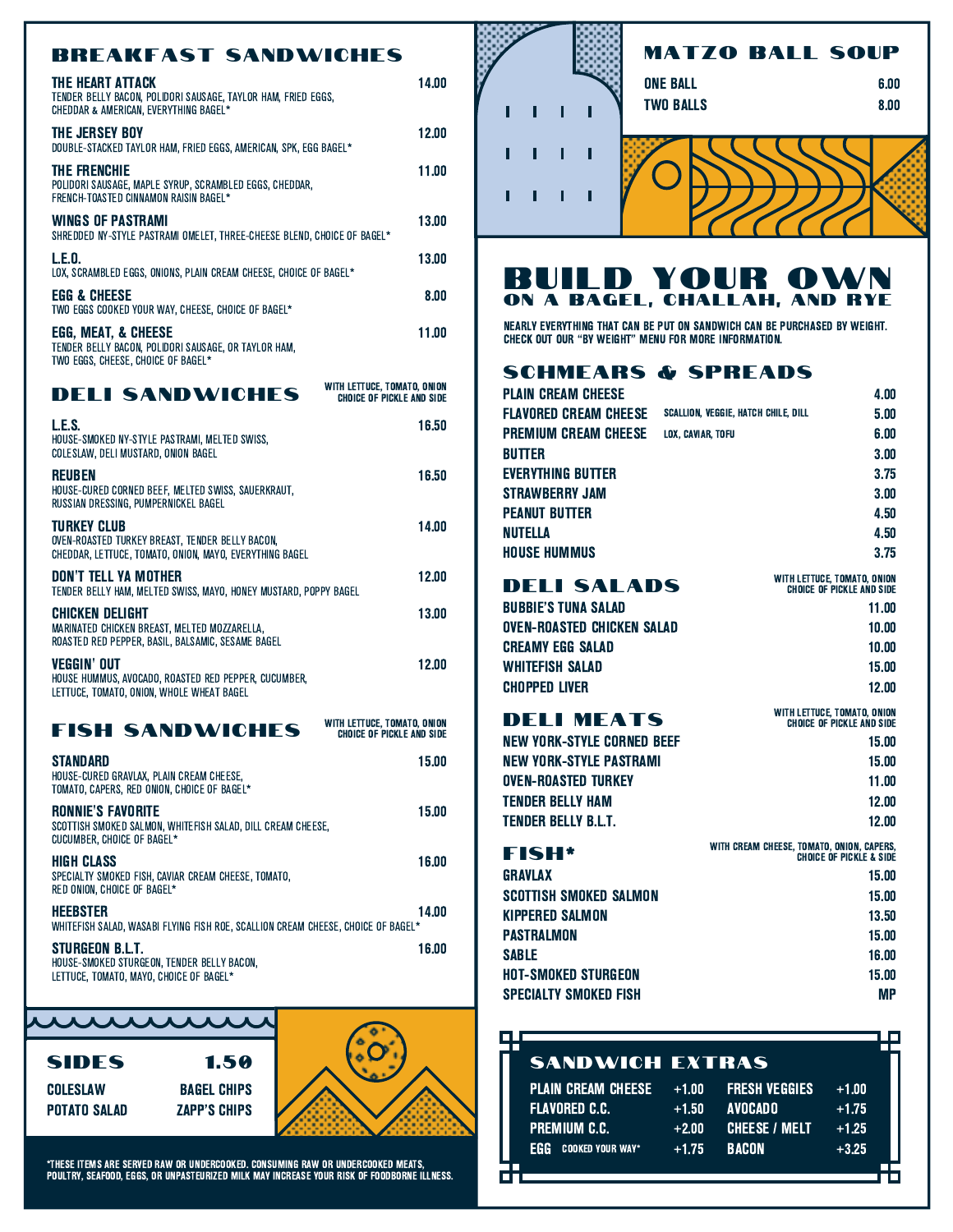## BREAKFAST SANDWICHES

**THE HEART ATTACK** 14.00
TENDER BELLY BACON, POLIDORI SAUSAGE, TAYLOR HAM, FRIED EGGS, CHEDDAR & AMERICAN, EVERYTHING BAGEL*

**THE JERSEY BOY** 12.00
DOUBLE-STACKED TAYLOR HAM, FRIED EGGS, AMERICAN, SPK, EGG BAGEL*

**THE FRENCHIE** 11.00
POLIDORI SAUSAGE, MAPLE SYRUP, SCRAMBLED EGGS, CHEDDAR, FRENCH-TOASTED CINNAMON RAISIN BAGEL*

**WINGS OF PASTRAMI** 13.00
SHREDDED NY-STYLE PASTRAMI OMELET, THREE-CHEESE BLEND, CHOICE OF BAGEL*

**L.E.O.** 13.00
LOX, SCRAMBLED EGGS, ONIONS, PLAIN CREAM CHEESE, CHOICE OF BAGEL*

**EGG & CHEESE** 8.00
TWO EGGS COOKED YOUR WAY, CHEESE, CHOICE OF BAGEL*

**EGG, MEAT, & CHEESE** 11.00
TENDER BELLY BACON, POLIDORI SAUSAGE, OR TAYLOR HAM, TWO EGGS, CHEESE, CHOICE OF BAGEL*

## DELI SANDWICHES

WITH LETTUCE, TOMATO, ONION
CHOICE OF PICKLE AND SIDE

**L.E.S.** 16.50
HOUSE-SMOKED NY-STYLE PASTRAMI, MELTED SWISS, COLESLAW, DELI MUSTARD, ONION BAGEL

**REUBEN** 16.50
HOUSE-CURED CORNED BEEF, MELTED SWISS, SAUERKRAUT, RUSSIAN DRESSING, PUMPERNICKEL BAGEL

**TURKEY CLUB** 14.00
OVEN-ROASTED TURKEY BREAST, TENDER BELLY BACON, CHEDDAR, LETTUCE, TOMATO, ONION, MAYO, EVERYTHING BAGEL

**DON'T TELL YA MOTHER** 12.00
TENDER BELLY HAM, MELTED SWISS, MAYO, HONEY MUSTARD, POPPY BAGEL

**CHICKEN DELIGHT** 13.00
MARINATED CHICKEN BREAST, MELTED MOZZARELLA, ROASTED RED PEPPER, BASIL, BALSAMIC, SESAME BAGEL

**VEGGIN' OUT** 12.00
HOUSE HUMMUS, AVOCADO, ROASTED RED PEPPER, CUCUMBER, LETTUCE, TOMATO, ONION, WHOLE WHEAT BAGEL

## FISH SANDWICHES

WITH LETTUCE, TOMATO, ONION
CHOICE OF PICKLE AND SIDE

**STANDARD** 15.00
HOUSE-CURED GRAVLAX, PLAIN CREAM CHEESE, TOMATO, CAPERS, RED ONION, CHOICE OF BAGEL*

**RONNIE'S FAVORITE** 15.00
SCOTTISH SMOKED SALMON, WHITEFISH SALAD, DILL CREAM CHEESE, CUCUMBER, CHOICE OF BAGEL*

**HIGH CLASS** 16.00
SPECIALTY SMOKED FISH, CAVIAR CREAM CHEESE, TOMATO, RED ONION, CHOICE OF BAGEL*

**HEEBSTER** 14.00
WHITEFISH SALAD, WASABI FLYING FISH ROE, SCALLION CREAM CHEESE, CHOICE OF BAGEL*

**STURGEON B.L.T.** 16.00
HOUSE-SMOKED STURGEON, TENDER BELLY BACON, LETTUCE, TOMATO, MAYO, CHOICE OF BAGEL*

## SIDES 1.50

- COLESLAW
- POTATO SALAD
- BAGEL CHIPS
- ZAPP'S CHIPS

*THESE ITEMS ARE SERVED RAW OR UNDERCOOKED. CONSUMING RAW OR UNDERCOOKED MEATS, POULTRY, SEAFOOD, EGGS, OR UNPASTEURIZED MILK MAY INCREASE YOUR RISK OF FOODBORNE ILLNESS.

## MATZO BALL SOUP

| | |
|---|---|
| ONE BALL | 6.00 |
| TWO BALLS | 8.00 |

# BUILD YOUR OWN
### ON A BAGEL, CHALLAH, AND RYE

NEARLY EVERYTHING THAT CAN BE PUT ON SANDWICH CAN BE PURCHASED BY WEIGHT. CHECK OUT OUR "BY WEIGHT" MENU FOR MORE INFORMATION.

## SCHMEARS & SPREADS

| | |
|---|---|
| PLAIN CREAM CHEESE | 4.00 |
| FLAVORED CREAM CHEESE (SCALLION, VEGGIE, HATCH CHILE, DILL) | 5.00 |
| PREMIUM CREAM CHEESE (LOX, CAVIAR, TOFU) | 6.00 |
| BUTTER | 3.00 |
| EVERYTHING BUTTER | 3.75 |
| STRAWBERRY JAM | 3.00 |
| PEANUT BUTTER | 4.50 |
| NUTELLA | 4.50 |
| HOUSE HUMMUS | 3.75 |

## DELI SALADS

WITH LETTUCE, TOMATO, ONION
CHOICE OF PICKLE AND SIDE

| | |
|---|---|
| BUBBIE'S TUNA SALAD | 11.00 |
| OVEN-ROASTED CHICKEN SALAD | 10.00 |
| CREAMY EGG SALAD | 10.00 |
| WHITEFISH SALAD | 15.00 |
| CHOPPED LIVER | 12.00 |

## DELI MEATS

WITH LETTUCE, TOMATO, ONION
CHOICE OF PICKLE AND SIDE

| | |
|---|---|
| NEW YORK-STYLE CORNED BEEF | 15.00 |
| NEW YORK-STYLE PASTRAMI | 15.00 |
| OVEN-ROASTED TURKEY | 11.00 |
| TENDER BELLY HAM | 12.00 |
| TENDER BELLY B.L.T. | 12.00 |

## FISH*

WITH CREAM CHEESE, TOMATO, ONION, CAPERS,
CHOICE OF PICKLE & SIDE

| | |
|---|---|
| GRAVLAX | 15.00 |
| SCOTTISH SMOKED SALMON | 15.00 |
| KIPPERED SALMON | 13.50 |
| PASTRALMON | 15.00 |
| SABLE | 16.00 |
| HOT-SMOKED STURGEON | 15.00 |
| SPECIALTY SMOKED FISH | MP |

## SANDWICH EXTRAS

| | | | |
|---|---|---|---|
| PLAIN CREAM CHEESE | +1.00 | FRESH VEGGIES | +1.00 |
| FLAVORED C.C. | +1.50 | AVOCADO | +1.75 |
| PREMIUM C.C. | +2.00 | CHEESE / MELT | +1.25 |
| EGG COOKED YOUR WAY* | +1.75 | BACON | +3.25 |